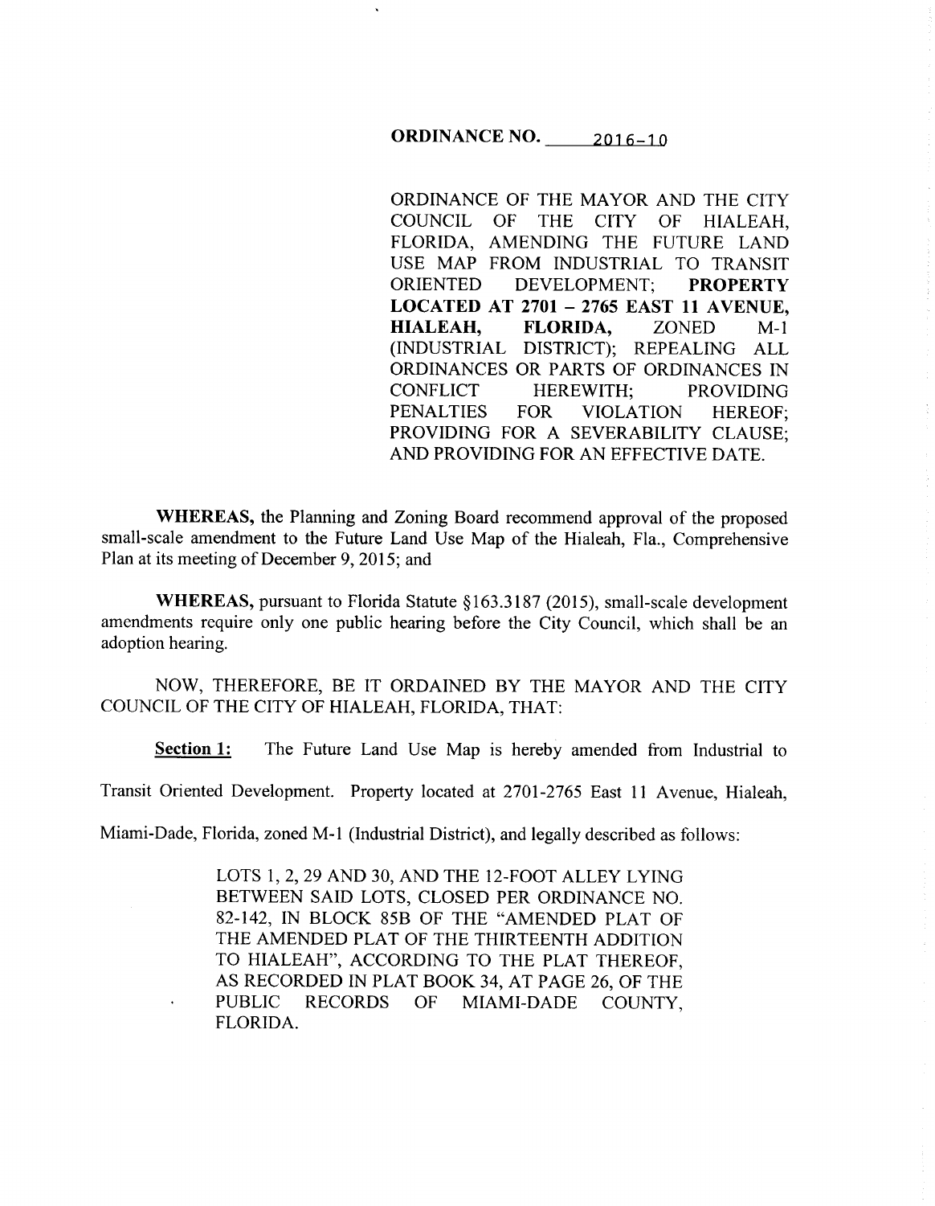**ORDINANCE NO. 2016-10**

ORDINANCE OF THE MAYOR AND THE CITY COUNCIL OF THE CITY OF HIALEAH, FLORIDA, AMENDING THE FUTURE LAND USE MAP FROM INDUSTRIAL TO TRANSIT ORIENTED DEVELOPMENT; **PROPERTY LOCATED AT 2701 – 2765 EAST 11 AVENUE, HIALEAH, FLORIDA,** ZONED M-1 (INDUSTRIAL DISTRICT); REPEALING ALL ORDINANCES OR PARTS OF ORDINANCES IN CONFLICT HEREWITH; PROVIDING PENALTIES FOR VIOLATION HEREOF; PROVIDING FOR A SEVERABILITY CLAUSE; AND PROVIDING FOR AN EFFECTIVE DATE.

**WHEREAS,** the Planning and Zoning Board recommend approval of the proposed small-scale amendment to the Future Land Use Map of the Hialeah, Fla., Comprehensive Plan at its meeting of December 9, 2015; and

**WHEREAS,** pursuant to Florida Statute §163.3187 (2015), small-scale development amendments require only one public hearing before the City Council, which shall be an adoption hearing.

NOW, THEREFORE, BE IT ORDAINED BY THE MAYOR AND THE CITY COUNCIL OF THE CITY OF HIALEAH, FLORIDA, THAT:

**Section 1:** The Future Land Use Map is hereby amended from Industrial to Transit Oriented Development. Property located at 2701-2765 East 11 Avenue, Hialeah, Miami-Dade, Florida, zoned M-1 (Industrial District), and legally described as follows:

> LOTS 1, 2, 29 AND 30, AND THE 12-FOOT ALLEY LYING BETWEEN SAID LOTS, CLOSED PER ORDINANCE NO. 82-142, IN BLOCK 85B OF THE "AMENDED PLAT OF THE AMENDED PLAT OF THE THIRTEENTH ADDITION TO HIALEAH", ACCORDING TO THE PLAT THEREOF, AS RECORDED IN PLAT BOOK 34, AT PAGE 26, OF THE PUBLIC RECORDS OF MIAMI-DADE COUNTY, FLORIDA.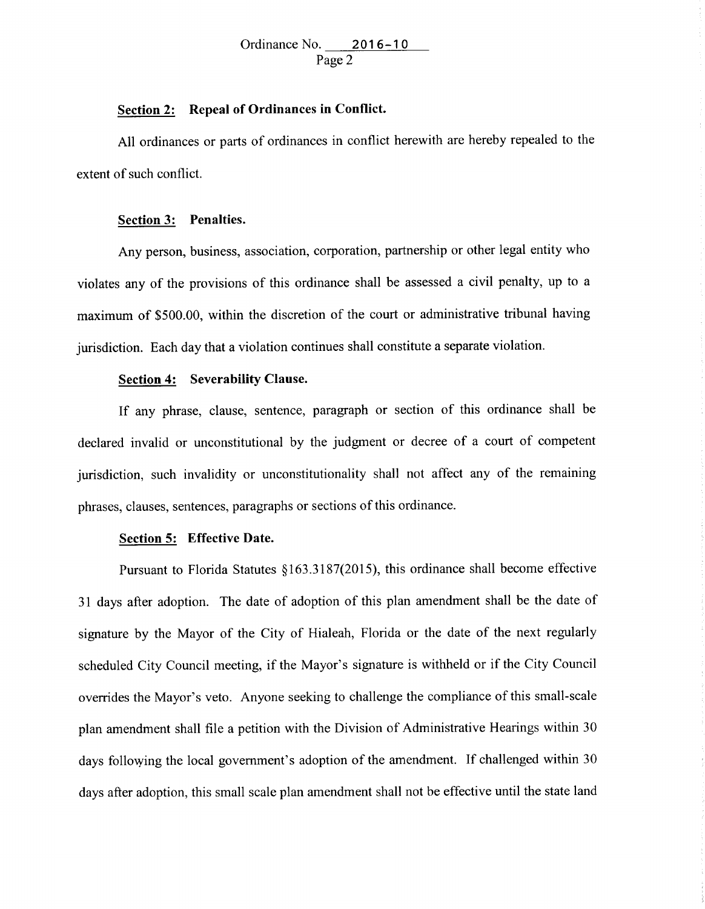**Section 2: Repeal of Ordinances in Conflict.**

All ordinances or parts of ordinances in conflict herewith are hereby repealed to the extent of such conflict.

**Section 3: Penalties.**

Any person, business, association, corporation, partnership or other legal entity who violates any of the provisions of this ordinance shall be assessed a civil penalty, up to a maximum of $500.00, within the discretion of the court or administrative tribunal having jurisdiction. Each day that a violation continues shall constitute a separate violation.

**Section 4: Severability Clause.**

If any phrase, clause, sentence, paragraph or section of this ordinance shall be declared invalid or unconstitutional by the judgment or decree of a court of competent jurisdiction, such invalidity or unconstitutionality shall not affect any of the remaining phrases, clauses, sentences, paragraphs or sections of this ordinance.

**Section 5: Effective Date.**

Pursuant to Florida Statutes §163.3187(2015), this ordinance shall become effective 31 days after adoption. The date of adoption of this plan amendment shall be the date of signature by the Mayor of the City of Hialeah, Florida or the date of the next regularly scheduled City Council meeting, if the Mayor's signature is withheld or if the City Council overrides the Mayor's veto. Anyone seeking to challenge the compliance of this small-scale plan amendment shall file a petition with the Division of Administrative Hearings within 30 days following the local government's adoption of the amendment. If challenged within 30 days after adoption, this small scale plan amendment shall not be effective until the state land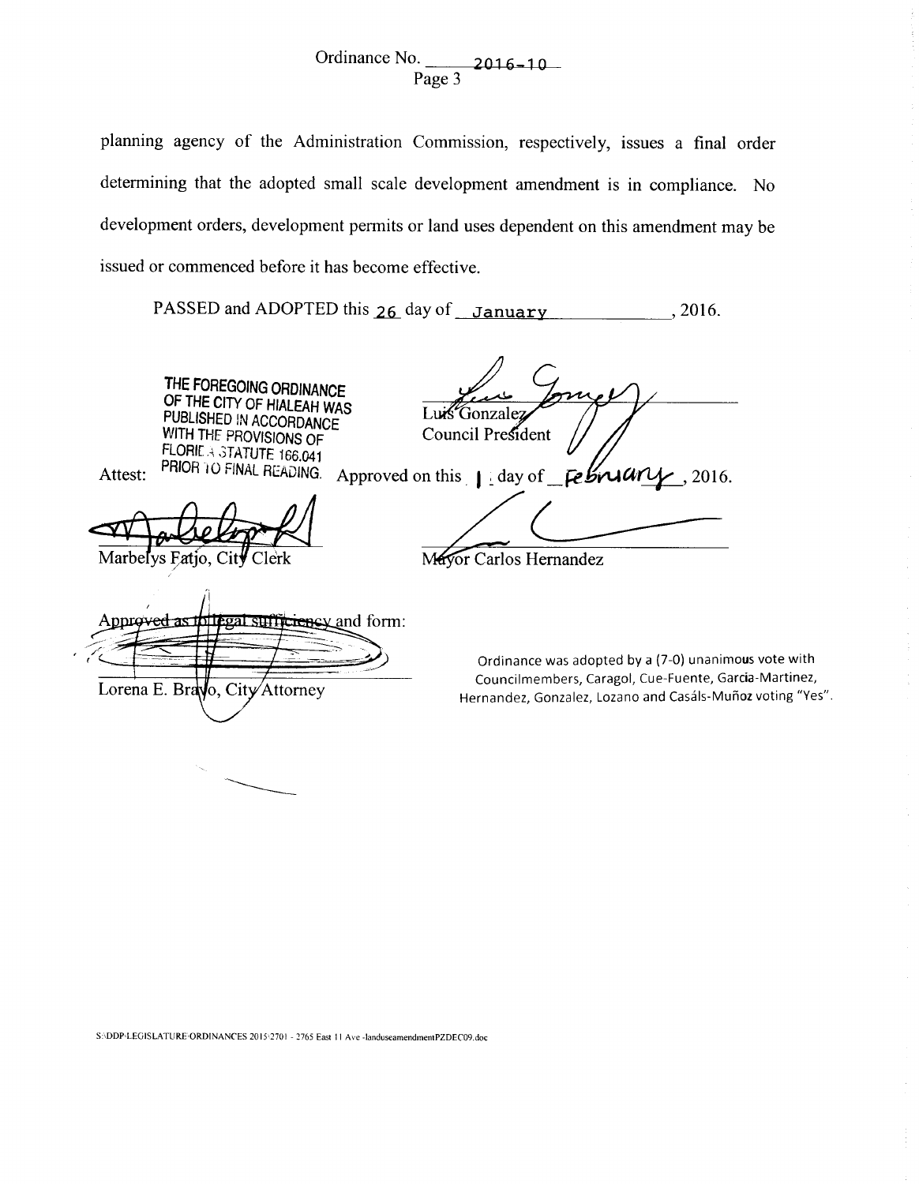planning agency of the Administration Commission, respectively, issues a final order determining that the adopted small scale development amendment is in compliance. No development orders, development permits or land uses dependent on this amendment may be issued or commenced before it has become effective.

PASSED and ADOPTED this 26 day of January, 2016.

THE FOREGOING ORDINANCE OF THE CITY OF HIALEAH WAS PUBLISHED IN ACCORDANCE WITH THE PROVISIONS OF FLORIDA STATUTE 166.041 PRIOR TO FINAL READING.

Luis Gonzalez
Council President

Attest:

Approved on this 1 day of February, 2016.

Marbelys Fatjo, City Clerk

Mayor Carlos Hernandez

Approved as to legal sufficiency and form:

Lorena E. Bravo, City Attorney

Ordinance was adopted by a (7-0) unanimous vote with Councilmembers, Caragol, Cue-Fuente, Garcia-Martinez, Hernandez, Gonzalez, Lozano and Casáls-Muñoz voting "Yes".

S:\DDP\LEGISLATURE\ORDINANCES 2015\2701 - 2765 East 11 Ave -landuseamendmentPZDEC09.doc